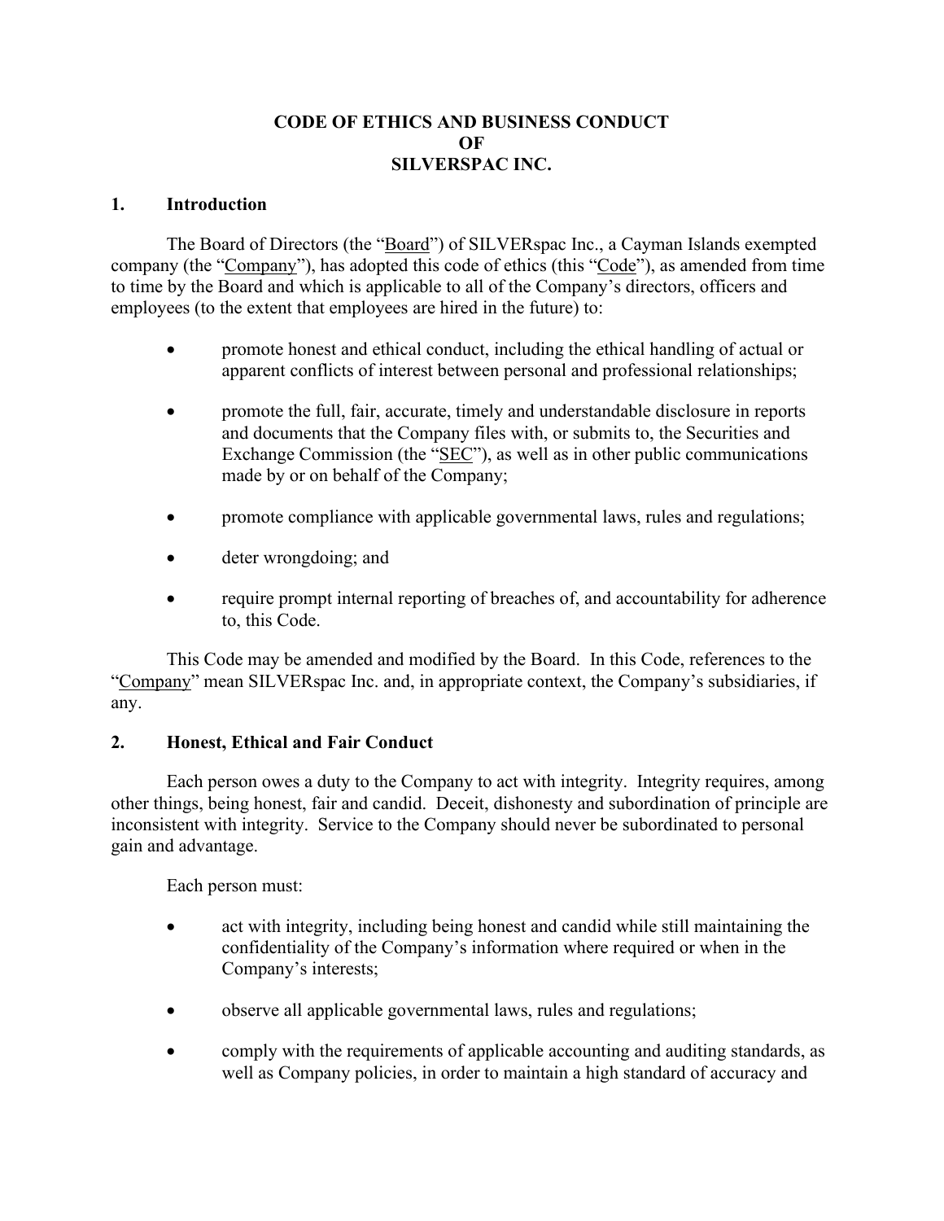# CODE OF ETHICS AND BUSINESS CONDUCT OF SILVERSPAC INC.

## 1. Introduction

The Board of Directors (the "Board") of SILVERspac Inc., a Cayman Islands exempted company (the "Company"), has adopted this code of ethics (this "Code"), as amended from time to time by the Board and which is applicable to all of the Company's directors, officers and employees (to the extent that employees are hired in the future) to:

- promote honest and ethical conduct, including the ethical handling of actual or apparent conflicts of interest between personal and professional relationships;
- promote the full, fair, accurate, timely and understandable disclosure in reports and documents that the Company files with, or submits to, the Securities and Exchange Commission (the "SEC"), as well as in other public communications made by or on behalf of the Company;
- promote compliance with applicable governmental laws, rules and regulations;
- deter wrongdoing; and
- require prompt internal reporting of breaches of, and accountability for adherence to, this Code.

This Code may be amended and modified by the Board. In this Code, references to the "Company" mean SILVERspac Inc. and, in appropriate context, the Company's subsidiaries, if any.

## 2. Honest, Ethical and Fair Conduct

Each person owes a duty to the Company to act with integrity. Integrity requires, among other things, being honest, fair and candid. Deceit, dishonesty and subordination of principle are inconsistent with integrity. Service to the Company should never be subordinated to personal gain and advantage.

Each person must:

- act with integrity, including being honest and candid while still maintaining the confidentiality of the Company's information where required or when in the Company's interests;
- observe all applicable governmental laws, rules and regulations;
- comply with the requirements of applicable accounting and auditing standards, as well as Company policies, in order to maintain a high standard of accuracy and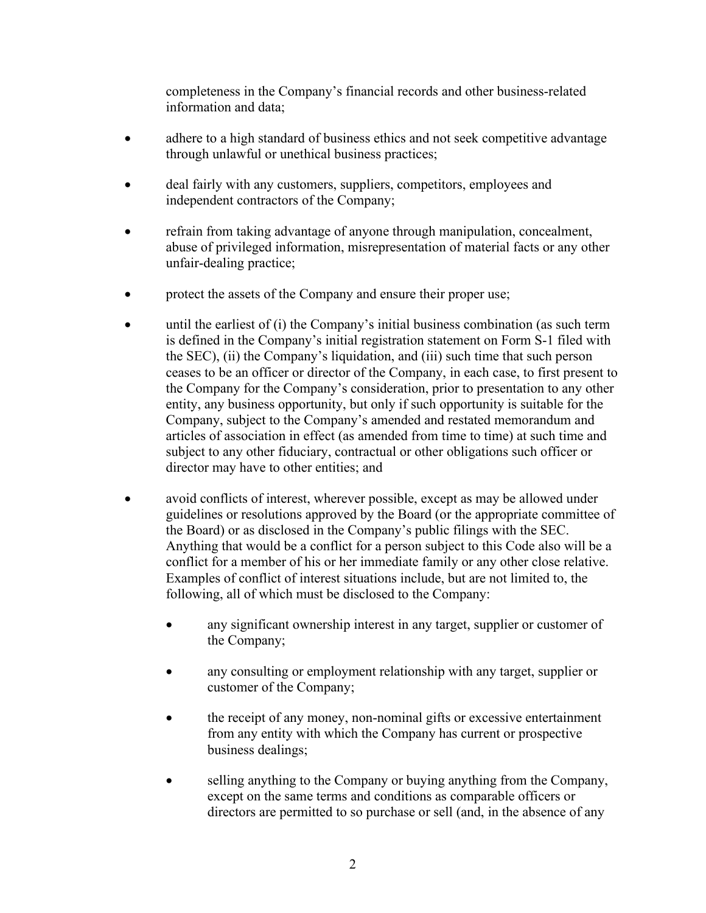completeness in the Company's financial records and other business-related information and data;

- adhere to a high standard of business ethics and not seek competitive advantage through unlawful or unethical business practices;

- deal fairly with any customers, suppliers, competitors, employees and independent contractors of the Company;

- refrain from taking advantage of anyone through manipulation, concealment, abuse of privileged information, misrepresentation of material facts or any other unfair-dealing practice;

- protect the assets of the Company and ensure their proper use;

- until the earliest of (i) the Company's initial business combination (as such term is defined in the Company's initial registration statement on Form S-1 filed with the SEC), (ii) the Company's liquidation, and (iii) such time that such person ceases to be an officer or director of the Company, in each case, to first present to the Company for the Company's consideration, prior to presentation to any other entity, any business opportunity, but only if such opportunity is suitable for the Company, subject to the Company's amended and restated memorandum and articles of association in effect (as amended from time to time) at such time and subject to any other fiduciary, contractual or other obligations such officer or director may have to other entities; and

- avoid conflicts of interest, wherever possible, except as may be allowed under guidelines or resolutions approved by the Board (or the appropriate committee of the Board) or as disclosed in the Company's public filings with the SEC. Anything that would be a conflict for a person subject to this Code also will be a conflict for a member of his or her immediate family or any other close relative. Examples of conflict of interest situations include, but are not limited to, the following, all of which must be disclosed to the Company:

    - any significant ownership interest in any target, supplier or customer of the Company;

    - any consulting or employment relationship with any target, supplier or customer of the Company;

    - the receipt of any money, non-nominal gifts or excessive entertainment from any entity with which the Company has current or prospective business dealings;

    - selling anything to the Company or buying anything from the Company, except on the same terms and conditions as comparable officers or directors are permitted to so purchase or sell (and, in the absence of any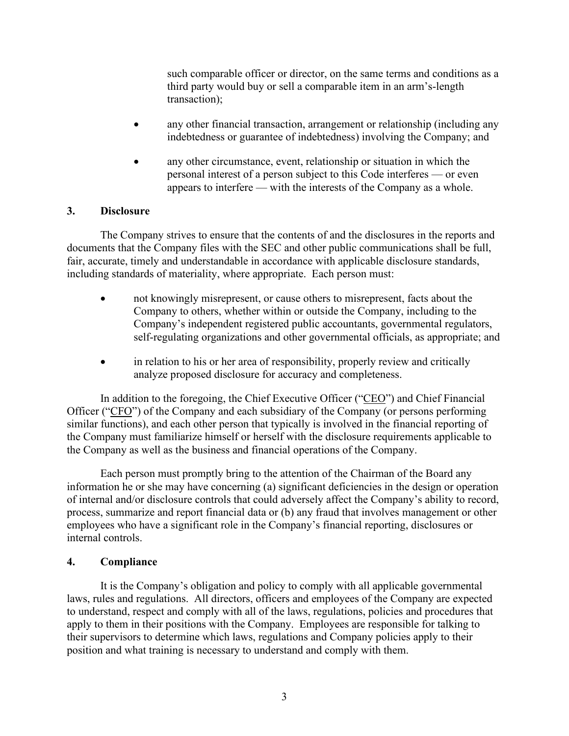such comparable officer or director, on the same terms and conditions as a third party would buy or sell a comparable item in an arm's-length transaction);

- any other financial transaction, arrangement or relationship (including any indebtedness or guarantee of indebtedness) involving the Company; and
- any other circumstance, event, relationship or situation in which the personal interest of a person subject to this Code interferes — or even appears to interfere — with the interests of the Company as a whole.

## 3. Disclosure

The Company strives to ensure that the contents of and the disclosures in the reports and documents that the Company files with the SEC and other public communications shall be full, fair, accurate, timely and understandable in accordance with applicable disclosure standards, including standards of materiality, where appropriate. Each person must:

- not knowingly misrepresent, or cause others to misrepresent, facts about the Company to others, whether within or outside the Company, including to the Company's independent registered public accountants, governmental regulators, self-regulating organizations and other governmental officials, as appropriate; and
- in relation to his or her area of responsibility, properly review and critically analyze proposed disclosure for accuracy and completeness.

In addition to the foregoing, the Chief Executive Officer ("CEO") and Chief Financial Officer ("CFO") of the Company and each subsidiary of the Company (or persons performing similar functions), and each other person that typically is involved in the financial reporting of the Company must familiarize himself or herself with the disclosure requirements applicable to the Company as well as the business and financial operations of the Company.

Each person must promptly bring to the attention of the Chairman of the Board any information he or she may have concerning (a) significant deficiencies in the design or operation of internal and/or disclosure controls that could adversely affect the Company's ability to record, process, summarize and report financial data or (b) any fraud that involves management or other employees who have a significant role in the Company's financial reporting, disclosures or internal controls.

## 4. Compliance

It is the Company's obligation and policy to comply with all applicable governmental laws, rules and regulations. All directors, officers and employees of the Company are expected to understand, respect and comply with all of the laws, regulations, policies and procedures that apply to them in their positions with the Company. Employees are responsible for talking to their supervisors to determine which laws, regulations and Company policies apply to their position and what training is necessary to understand and comply with them.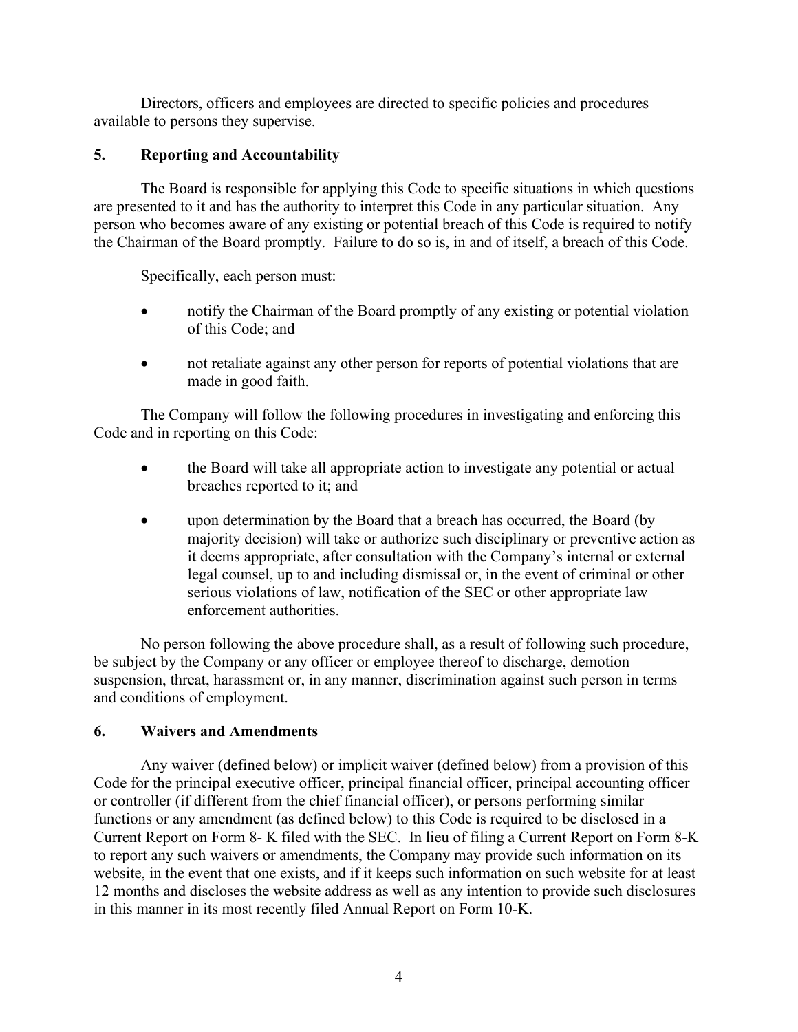Directors, officers and employees are directed to specific policies and procedures available to persons they supervise.

## 5. Reporting and Accountability

The Board is responsible for applying this Code to specific situations in which questions are presented to it and has the authority to interpret this Code in any particular situation. Any person who becomes aware of any existing or potential breach of this Code is required to notify the Chairman of the Board promptly. Failure to do so is, in and of itself, a breach of this Code.

Specifically, each person must:

- notify the Chairman of the Board promptly of any existing or potential violation of this Code; and
- not retaliate against any other person for reports of potential violations that are made in good faith.

The Company will follow the following procedures in investigating and enforcing this Code and in reporting on this Code:

- the Board will take all appropriate action to investigate any potential or actual breaches reported to it; and
- upon determination by the Board that a breach has occurred, the Board (by majority decision) will take or authorize such disciplinary or preventive action as it deems appropriate, after consultation with the Company's internal or external legal counsel, up to and including dismissal or, in the event of criminal or other serious violations of law, notification of the SEC or other appropriate law enforcement authorities.

No person following the above procedure shall, as a result of following such procedure, be subject by the Company or any officer or employee thereof to discharge, demotion suspension, threat, harassment or, in any manner, discrimination against such person in terms and conditions of employment.

## 6. Waivers and Amendments

Any waiver (defined below) or implicit waiver (defined below) from a provision of this Code for the principal executive officer, principal financial officer, principal accounting officer or controller (if different from the chief financial officer), or persons performing similar functions or any amendment (as defined below) to this Code is required to be disclosed in a Current Report on Form 8- K filed with the SEC. In lieu of filing a Current Report on Form 8-K to report any such waivers or amendments, the Company may provide such information on its website, in the event that one exists, and if it keeps such information on such website for at least 12 months and discloses the website address as well as any intention to provide such disclosures in this manner in its most recently filed Annual Report on Form 10-K.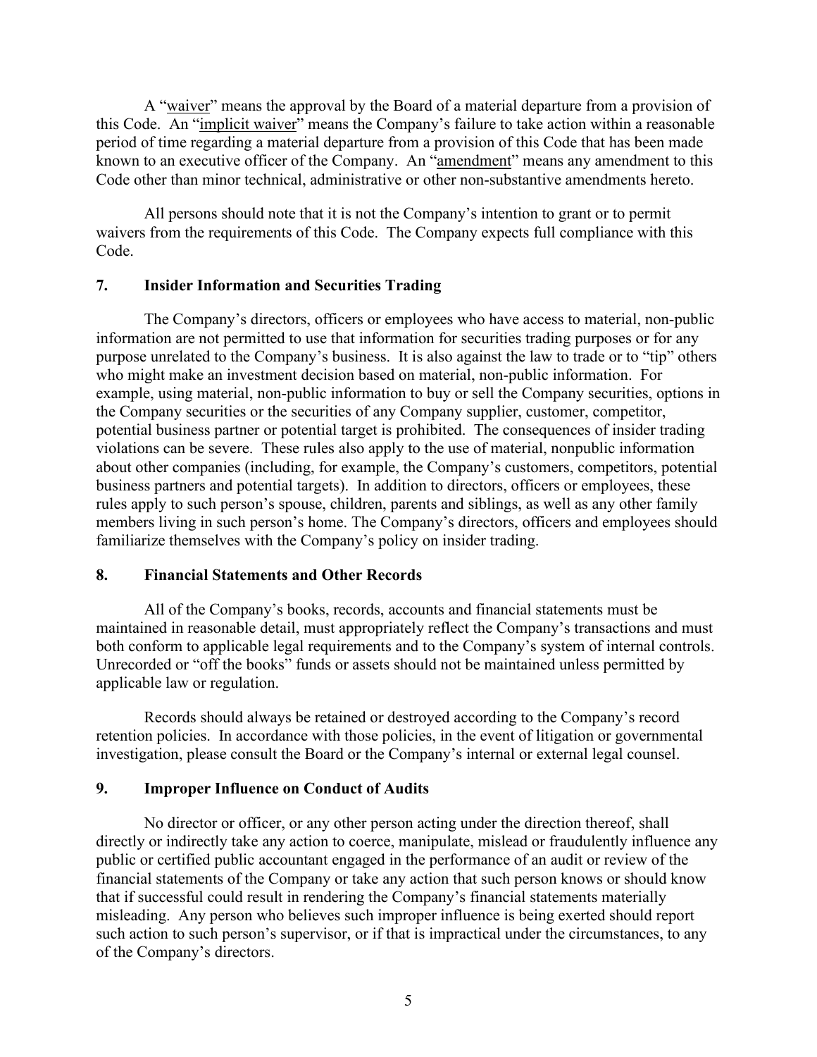A "<u>waiver</u>" means the approval by the Board of a material departure from a provision of this Code. An "<u>implicit waiver</u>" means the Company's failure to take action within a reasonable period of time regarding a material departure from a provision of this Code that has been made known to an executive officer of the Company. An "<u>amendment</u>" means any amendment to this Code other than minor technical, administrative or other non-substantive amendments hereto.

All persons should note that it is not the Company's intention to grant or to permit waivers from the requirements of this Code. The Company expects full compliance with this Code.

## 7. Insider Information and Securities Trading

The Company's directors, officers or employees who have access to material, non-public information are not permitted to use that information for securities trading purposes or for any purpose unrelated to the Company's business. It is also against the law to trade or to "tip" others who might make an investment decision based on material, non-public information. For example, using material, non-public information to buy or sell the Company securities, options in the Company securities or the securities of any Company supplier, customer, competitor, potential business partner or potential target is prohibited. The consequences of insider trading violations can be severe. These rules also apply to the use of material, nonpublic information about other companies (including, for example, the Company's customers, competitors, potential business partners and potential targets). In addition to directors, officers or employees, these rules apply to such person's spouse, children, parents and siblings, as well as any other family members living in such person's home. The Company's directors, officers and employees should familiarize themselves with the Company's policy on insider trading.

## 8. Financial Statements and Other Records

All of the Company's books, records, accounts and financial statements must be maintained in reasonable detail, must appropriately reflect the Company's transactions and must both conform to applicable legal requirements and to the Company's system of internal controls. Unrecorded or "off the books" funds or assets should not be maintained unless permitted by applicable law or regulation.

Records should always be retained or destroyed according to the Company's record retention policies. In accordance with those policies, in the event of litigation or governmental investigation, please consult the Board or the Company's internal or external legal counsel.

## 9. Improper Influence on Conduct of Audits

No director or officer, or any other person acting under the direction thereof, shall directly or indirectly take any action to coerce, manipulate, mislead or fraudulently influence any public or certified public accountant engaged in the performance of an audit or review of the financial statements of the Company or take any action that such person knows or should know that if successful could result in rendering the Company's financial statements materially misleading. Any person who believes such improper influence is being exerted should report such action to such person's supervisor, or if that is impractical under the circumstances, to any of the Company's directors.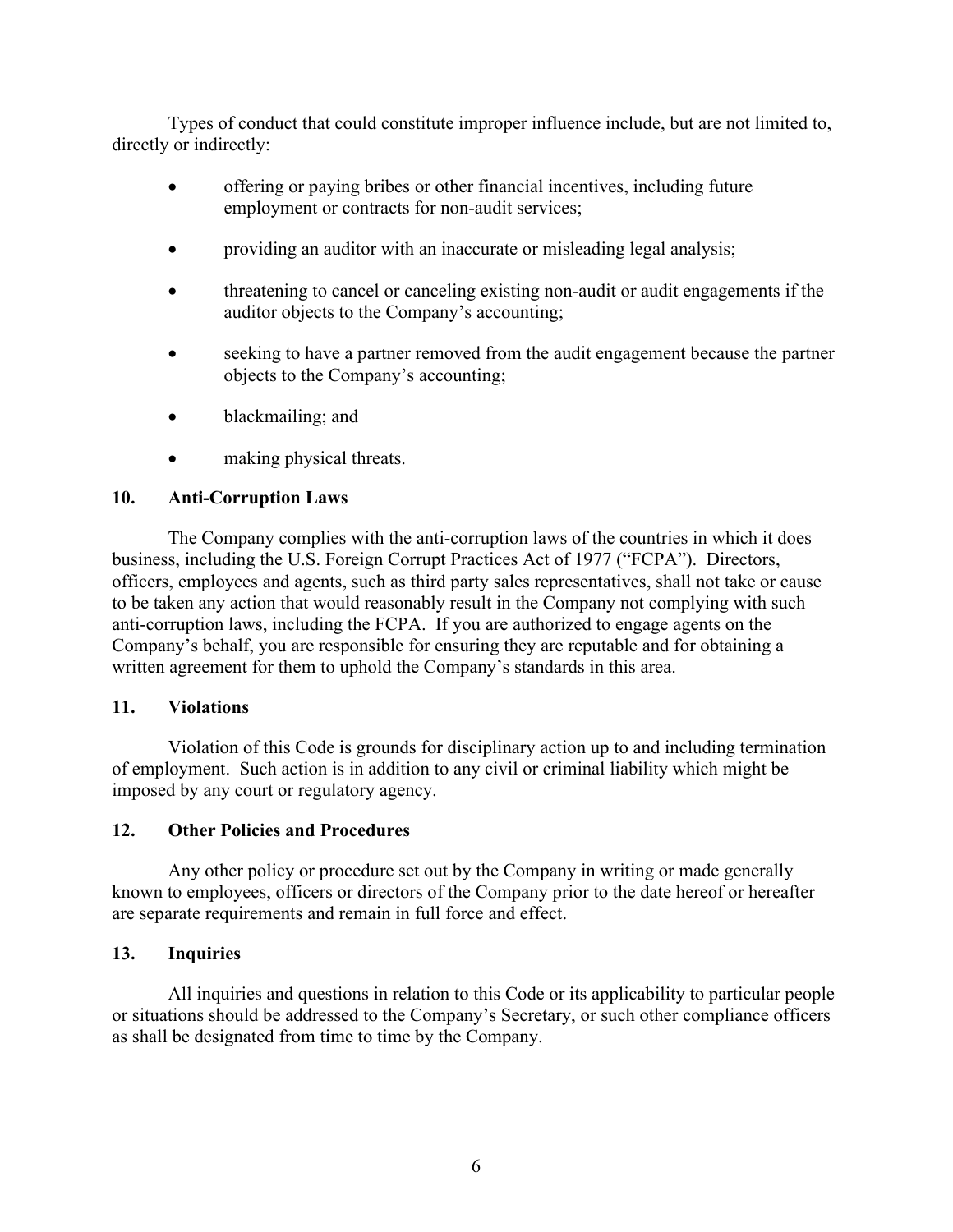Types of conduct that could constitute improper influence include, but are not limited to, directly or indirectly:

- offering or paying bribes or other financial incentives, including future employment or contracts for non-audit services;
- providing an auditor with an inaccurate or misleading legal analysis;
- threatening to cancel or canceling existing non-audit or audit engagements if the auditor objects to the Company's accounting;
- seeking to have a partner removed from the audit engagement because the partner objects to the Company's accounting;
- blackmailing; and
- making physical threats.

## 10. Anti-Corruption Laws

The Company complies with the anti-corruption laws of the countries in which it does business, including the U.S. Foreign Corrupt Practices Act of 1977 ("FCPA"). Directors, officers, employees and agents, such as third party sales representatives, shall not take or cause to be taken any action that would reasonably result in the Company not complying with such anti-corruption laws, including the FCPA. If you are authorized to engage agents on the Company's behalf, you are responsible for ensuring they are reputable and for obtaining a written agreement for them to uphold the Company's standards in this area.

## 11. Violations

Violation of this Code is grounds for disciplinary action up to and including termination of employment. Such action is in addition to any civil or criminal liability which might be imposed by any court or regulatory agency.

## 12. Other Policies and Procedures

Any other policy or procedure set out by the Company in writing or made generally known to employees, officers or directors of the Company prior to the date hereof or hereafter are separate requirements and remain in full force and effect.

## 13. Inquiries

All inquiries and questions in relation to this Code or its applicability to particular people or situations should be addressed to the Company's Secretary, or such other compliance officers as shall be designated from time to time by the Company.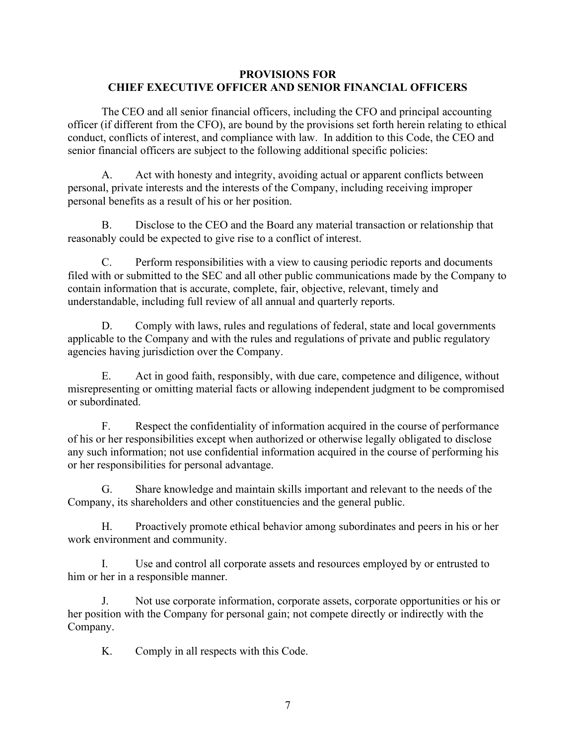## PROVISIONS FOR CHIEF EXECUTIVE OFFICER AND SENIOR FINANCIAL OFFICERS

The CEO and all senior financial officers, including the CFO and principal accounting officer (if different from the CFO), are bound by the provisions set forth herein relating to ethical conduct, conflicts of interest, and compliance with law. In addition to this Code, the CEO and senior financial officers are subject to the following additional specific policies:

A. Act with honesty and integrity, avoiding actual or apparent conflicts between personal, private interests and the interests of the Company, including receiving improper personal benefits as a result of his or her position.

B. Disclose to the CEO and the Board any material transaction or relationship that reasonably could be expected to give rise to a conflict of interest.

C. Perform responsibilities with a view to causing periodic reports and documents filed with or submitted to the SEC and all other public communications made by the Company to contain information that is accurate, complete, fair, objective, relevant, timely and understandable, including full review of all annual and quarterly reports.

D. Comply with laws, rules and regulations of federal, state and local governments applicable to the Company and with the rules and regulations of private and public regulatory agencies having jurisdiction over the Company.

E. Act in good faith, responsibly, with due care, competence and diligence, without misrepresenting or omitting material facts or allowing independent judgment to be compromised or subordinated.

F. Respect the confidentiality of information acquired in the course of performance of his or her responsibilities except when authorized or otherwise legally obligated to disclose any such information; not use confidential information acquired in the course of performing his or her responsibilities for personal advantage.

G. Share knowledge and maintain skills important and relevant to the needs of the Company, its shareholders and other constituencies and the general public.

H. Proactively promote ethical behavior among subordinates and peers in his or her work environment and community.

I. Use and control all corporate assets and resources employed by or entrusted to him or her in a responsible manner.

J. Not use corporate information, corporate assets, corporate opportunities or his or her position with the Company for personal gain; not compete directly or indirectly with the Company.

K. Comply in all respects with this Code.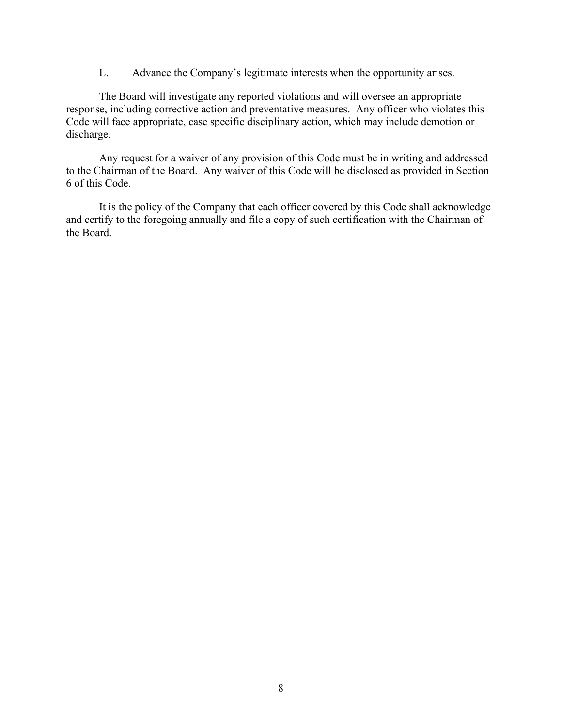L. Advance the Company's legitimate interests when the opportunity arises.

The Board will investigate any reported violations and will oversee an appropriate response, including corrective action and preventative measures. Any officer who violates this Code will face appropriate, case specific disciplinary action, which may include demotion or discharge.

Any request for a waiver of any provision of this Code must be in writing and addressed to the Chairman of the Board. Any waiver of this Code will be disclosed as provided in Section 6 of this Code.

It is the policy of the Company that each officer covered by this Code shall acknowledge and certify to the foregoing annually and file a copy of such certification with the Chairman of the Board.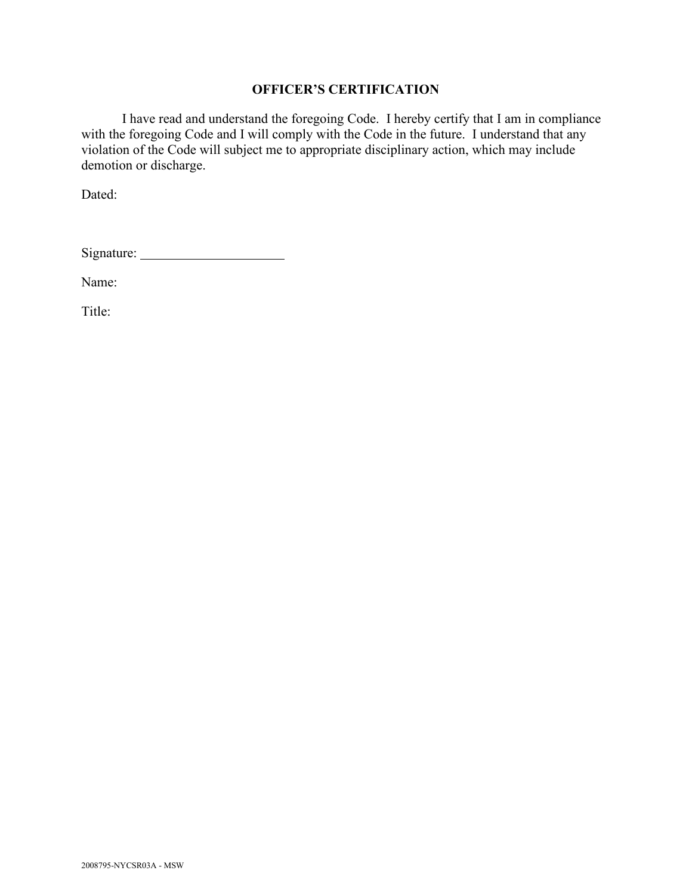## OFFICER'S CERTIFICATION

I have read and understand the foregoing Code. I hereby certify that I am in compliance with the foregoing Code and I will comply with the Code in the future. I understand that any violation of the Code will subject me to appropriate disciplinary action, which may include demotion or discharge.

Dated:

Signature: ______________________

Name:

Title:

2008795-NYCSR03A - MSW